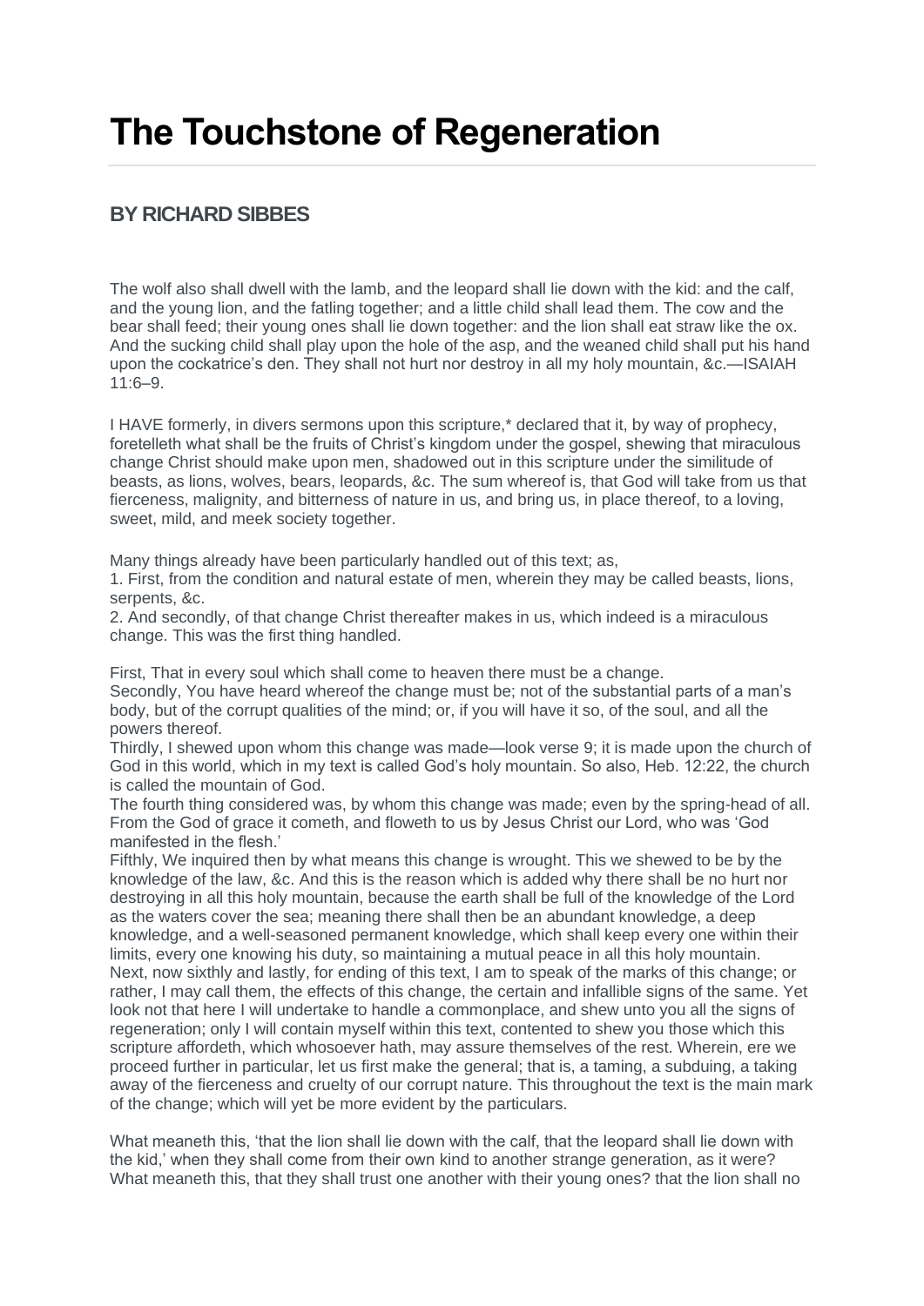# The Touchstone of Regeneration

## BY RICHARD SIBBES

The wolf also shall dwell with the lamb, and the leopard shall lie down with the kid: and the calf, and the young lion, and the fatling together; and a little child shall lead them. The cow and the bear shall feed; their young ones shall lie down together: and the lion shall eat straw like the ox. And the sucking child shall play upon the hole of the asp, and the weaned child shall put his hand upon the cockatrice's den. They shall not hurt nor destroy in all my holy mountain, &c.—ISAIAH 11:6–9.

I HAVE formerly, in divers sermons upon this scripture,* declared that it, by way of prophecy, foretelleth what shall be the fruits of Christ's kingdom under the gospel, shewing that miraculous change Christ should make upon men, shadowed out in this scripture under the similitude of beasts, as lions, wolves, bears, leopards, &c. The sum whereof is, that God will take from us that fierceness, malignity, and bitterness of nature in us, and bring us, in place thereof, to a loving, sweet, mild, and meek society together.

Many things already have been particularly handled out of this text; as,
1. First, from the condition and natural estate of men, wherein they may be called beasts, lions, serpents, &c.
2. And secondly, of that change Christ thereafter makes in us, which indeed is a miraculous change. This was the first thing handled.

First, That in every soul which shall come to heaven there must be a change.
Secondly, You have heard whereof the change must be; not of the substantial parts of a man's body, but of the corrupt qualities of the mind; or, if you will have it so, of the soul, and all the powers thereof.
Thirdly, I shewed upon whom this change was made—look verse 9; it is made upon the church of God in this world, which in my text is called God's holy mountain. So also, Heb. 12:22, the church is called the mountain of God.
The fourth thing considered was, by whom this change was made; even by the spring-head of all. From the God of grace it cometh, and floweth to us by Jesus Christ our Lord, who was 'God manifested in the flesh.'
Fifthly, We inquired then by what means this change is wrought. This we shewed to be by the knowledge of the law, &c. And this is the reason which is added why there shall be no hurt nor destroying in all this holy mountain, because the earth shall be full of the knowledge of the Lord as the waters cover the sea; meaning there shall then be an abundant knowledge, a deep knowledge, and a well-seasoned permanent knowledge, which shall keep every one within their limits, every one knowing his duty, so maintaining a mutual peace in all this holy mountain.
Next, now sixthly and lastly, for ending of this text, I am to speak of the marks of this change; or rather, I may call them, the effects of this change, the certain and infallible signs of the same. Yet look not that here I will undertake to handle a commonplace, and shew unto you all the signs of regeneration; only I will contain myself within this text, contented to shew you those which this scripture affordeth, which whosoever hath, may assure themselves of the rest. Wherein, ere we proceed further in particular, let us first make the general; that is, a taming, a subduing, a taking away of the fierceness and cruelty of our corrupt nature. This throughout the text is the main mark of the change; which will yet be more evident by the particulars.

What meaneth this, 'that the lion shall lie down with the calf, that the leopard shall lie down with the kid,' when they shall come from their own kind to another strange generation, as it were? What meaneth this, that they shall trust one another with their young ones? that the lion shall no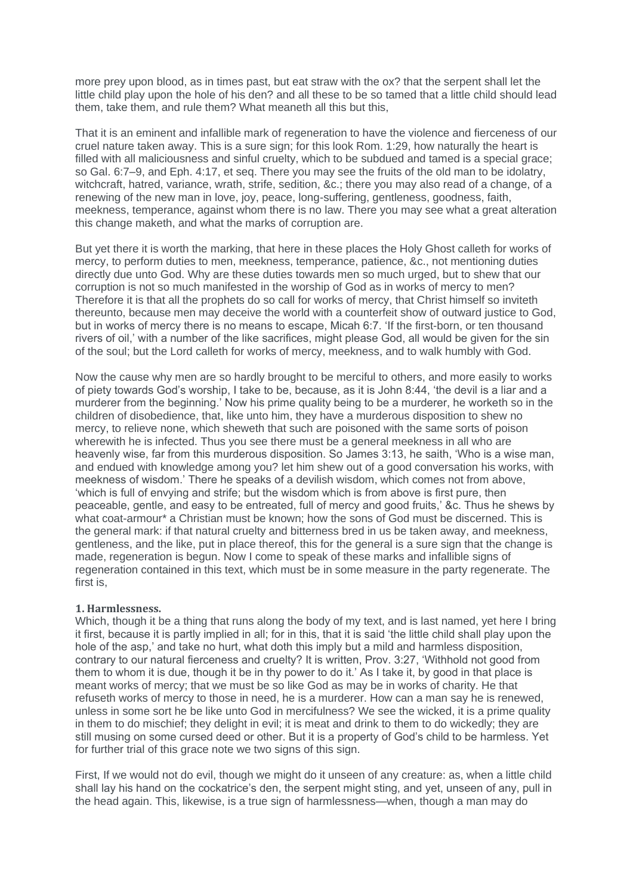more prey upon blood, as in times past, but eat straw with the ox? that the serpent shall let the little child play upon the hole of his den? and all these to be so tamed that a little child should lead them, take them, and rule them? What meaneth all this but this,

That it is an eminent and infallible mark of regeneration to have the violence and fierceness of our cruel nature taken away. This is a sure sign; for this look Rom. 1:29, how naturally the heart is filled with all maliciousness and sinful cruelty, which to be subdued and tamed is a special grace; so Gal. 6:7–9, and Eph. 4:17, et seq. There you may see the fruits of the old man to be idolatry, witchcraft, hatred, variance, wrath, strife, sedition, &c.; there you may also read of a change, of a renewing of the new man in love, joy, peace, long-suffering, gentleness, goodness, faith, meekness, temperance, against whom there is no law. There you may see what a great alteration this change maketh, and what the marks of corruption are.

But yet there it is worth the marking, that here in these places the Holy Ghost calleth for works of mercy, to perform duties to men, meekness, temperance, patience, &c., not mentioning duties directly due unto God. Why are these duties towards men so much urged, but to shew that our corruption is not so much manifested in the worship of God as in works of mercy to men? Therefore it is that all the prophets do so call for works of mercy, that Christ himself so inviteth thereunto, because men may deceive the world with a counterfeit show of outward justice to God, but in works of mercy there is no means to escape, Micah 6:7. 'If the first-born, or ten thousand rivers of oil,' with a number of the like sacrifices, might please God, all would be given for the sin of the soul; but the Lord calleth for works of mercy, meekness, and to walk humbly with God.

Now the cause why men are so hardly brought to be merciful to others, and more easily to works of piety towards God's worship, I take to be, because, as it is John 8:44, 'the devil is a liar and a murderer from the beginning.' Now his prime quality being to be a murderer, he worketh so in the children of disobedience, that, like unto him, they have a murderous disposition to shew no mercy, to relieve none, which sheweth that such are poisoned with the same sorts of poison wherewith he is infected. Thus you see there must be a general meekness in all who are heavenly wise, far from this murderous disposition. So James 3:13, he saith, 'Who is a wise man, and endued with knowledge among you? let him shew out of a good conversation his works, with meekness of wisdom.' There he speaks of a devilish wisdom, which comes not from above, 'which is full of envying and strife; but the wisdom which is from above is first pure, then peaceable, gentle, and easy to be entreated, full of mercy and good fruits,' &c. Thus he shews by what coat-armour* a Christian must be known; how the sons of God must be discerned. This is the general mark: if that natural cruelty and bitterness bred in us be taken away, and meekness, gentleness, and the like, put in place thereof, this for the general is a sure sign that the change is made, regeneration is begun. Now I come to speak of these marks and infallible signs of regeneration contained in this text, which must be in some measure in the party regenerate. The first is,

**1. Harmlessness.**

Which, though it be a thing that runs along the body of my text, and is last named, yet here I bring it first, because it is partly implied in all; for in this, that it is said 'the little child shall play upon the hole of the asp,' and take no hurt, what doth this imply but a mild and harmless disposition, contrary to our natural fierceness and cruelty? It is written, Prov. 3:27, 'Withhold not good from them to whom it is due, though it be in thy power to do it.' As I take it, by good in that place is meant works of mercy; that we must be so like God as may be in works of charity. He that refuseth works of mercy to those in need, he is a murderer. How can a man say he is renewed, unless in some sort he be like unto God in mercifulness? We see the wicked, it is a prime quality in them to do mischief; they delight in evil; it is meat and drink to them to do wickedly; they are still musing on some cursed deed or other. But it is a property of God's child to be harmless. Yet for further trial of this grace note we two signs of this sign.

First, If we would not do evil, though we might do it unseen of any creature: as, when a little child shall lay his hand on the cockatrice's den, the serpent might sting, and yet, unseen of any, pull in the head again. This, likewise, is a true sign of harmlessness—when, though a man may do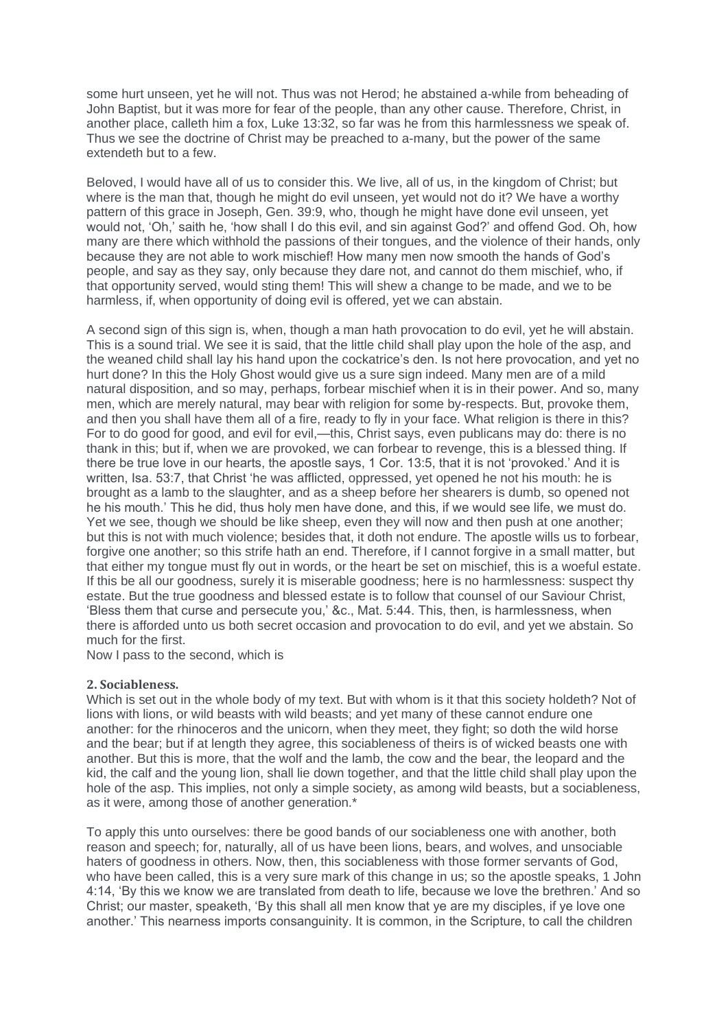some hurt unseen, yet he will not. Thus was not Herod; he abstained a-while from beheading of John Baptist, but it was more for fear of the people, than any other cause. Therefore, Christ, in another place, calleth him a fox, Luke 13:32, so far was he from this harmlessness we speak of. Thus we see the doctrine of Christ may be preached to a-many, but the power of the same extendeth but to a few.

Beloved, I would have all of us to consider this. We live, all of us, in the kingdom of Christ; but where is the man that, though he might do evil unseen, yet would not do it? We have a worthy pattern of this grace in Joseph, Gen. 39:9, who, though he might have done evil unseen, yet would not, 'Oh,' saith he, 'how shall I do this evil, and sin against God?' and offend God. Oh, how many are there which withhold the passions of their tongues, and the violence of their hands, only because they are not able to work mischief! How many men now smooth the hands of God's people, and say as they say, only because they dare not, and cannot do them mischief, who, if that opportunity served, would sting them! This will shew a change to be made, and we to be harmless, if, when opportunity of doing evil is offered, yet we can abstain.

A second sign of this sign is, when, though a man hath provocation to do evil, yet he will abstain. This is a sound trial. We see it is said, that the little child shall play upon the hole of the asp, and the weaned child shall lay his hand upon the cockatrice's den. Is not here provocation, and yet no hurt done? In this the Holy Ghost would give us a sure sign indeed. Many men are of a mild natural disposition, and so may, perhaps, forbear mischief when it is in their power. And so, many men, which are merely natural, may bear with religion for some by-respects. But, provoke them, and then you shall have them all of a fire, ready to fly in your face. What religion is there in this? For to do good for good, and evil for evil,—this, Christ says, even publicans may do: there is no thank in this; but if, when we are provoked, we can forbear to revenge, this is a blessed thing. If there be true love in our hearts, the apostle says, 1 Cor. 13:5, that it is not 'provoked.' And it is written, Isa. 53:7, that Christ 'he was afflicted, oppressed, yet opened he not his mouth: he is brought as a lamb to the slaughter, and as a sheep before her shearers is dumb, so opened not he his mouth.' This he did, thus holy men have done, and this, if we would see life, we must do. Yet we see, though we should be like sheep, even they will now and then push at one another; but this is not with much violence; besides that, it doth not endure. The apostle wills us to forbear, forgive one another; so this strife hath an end. Therefore, if I cannot forgive in a small matter, but that either my tongue must fly out in words, or the heart be set on mischief, this is a woeful estate. If this be all our goodness, surely it is miserable goodness; here is no harmlessness: suspect thy estate. But the true goodness and blessed estate is to follow that counsel of our Saviour Christ, 'Bless them that curse and persecute you,' &c., Mat. 5:44. This, then, is harmlessness, when there is afforded unto us both secret occasion and provocation to do evil, and yet we abstain. So much for the first.

Now I pass to the second, which is

#### 2. Sociableness.

Which is set out in the whole body of my text. But with whom is it that this society holdeth? Not of lions with lions, or wild beasts with wild beasts; and yet many of these cannot endure one another: for the rhinoceros and the unicorn, when they meet, they fight; so doth the wild horse and the bear; but if at length they agree, this sociableness of theirs is of wicked beasts one with another. But this is more, that the wolf and the lamb, the cow and the bear, the leopard and the kid, the calf and the young lion, shall lie down together, and that the little child shall play upon the hole of the asp. This implies, not only a simple society, as among wild beasts, but a sociableness, as it were, among those of another generation.*

To apply this unto ourselves: there be good bands of our sociableness one with another, both reason and speech; for, naturally, all of us have been lions, bears, and wolves, and unsociable haters of goodness in others. Now, then, this sociableness with those former servants of God, who have been called, this is a very sure mark of this change in us; so the apostle speaks, 1 John 4:14, 'By this we know we are translated from death to life, because we love the brethren.' And so Christ; our master, speaketh, 'By this shall all men know that ye are my disciples, if ye love one another.' This nearness imports consanguinity. It is common, in the Scripture, to call the children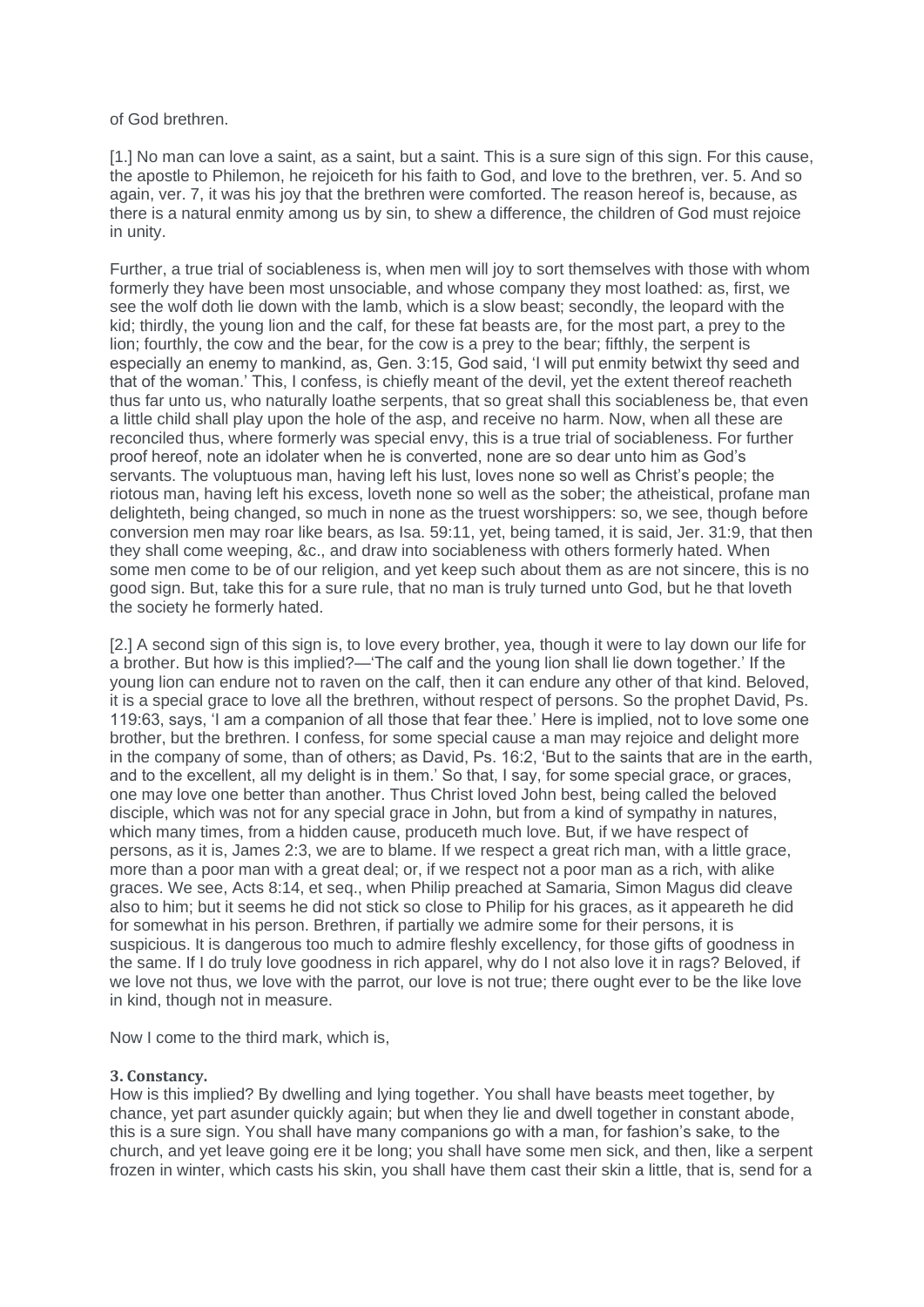of God brethren.

[1.] No man can love a saint, as a saint, but a saint. This is a sure sign of this sign. For this cause, the apostle to Philemon, he rejoiceth for his faith to God, and love to the brethren, ver. 5. And so again, ver. 7, it was his joy that the brethren were comforted. The reason hereof is, because, as there is a natural enmity among us by sin, to shew a difference, the children of God must rejoice in unity.

Further, a true trial of sociableness is, when men will joy to sort themselves with those with whom formerly they have been most unsociable, and whose company they most loathed: as, first, we see the wolf doth lie down with the lamb, which is a slow beast; secondly, the leopard with the kid; thirdly, the young lion and the calf, for these fat beasts are, for the most part, a prey to the lion; fourthly, the cow and the bear, for the cow is a prey to the bear; fifthly, the serpent is especially an enemy to mankind, as, Gen. 3:15, God said, 'I will put enmity betwixt thy seed and that of the woman.' This, I confess, is chiefly meant of the devil, yet the extent thereof reacheth thus far unto us, who naturally loathe serpents, that so great shall this sociableness be, that even a little child shall play upon the hole of the asp, and receive no harm. Now, when all these are reconciled thus, where formerly was special envy, this is a true trial of sociableness. For further proof hereof, note an idolater when he is converted, none are so dear unto him as God's servants. The voluptuous man, having left his lust, loves none so well as Christ's people; the riotous man, having left his excess, loveth none so well as the sober; the atheistical, profane man delighteth, being changed, so much in none as the truest worshippers: so, we see, though before conversion men may roar like bears, as Isa. 59:11, yet, being tamed, it is said, Jer. 31:9, that then they shall come weeping, &c., and draw into sociableness with others formerly hated. When some men come to be of our religion, and yet keep such about them as are not sincere, this is no good sign. But, take this for a sure rule, that no man is truly turned unto God, but he that loveth the society he formerly hated.

[2.] A second sign of this sign is, to love every brother, yea, though it were to lay down our life for a brother. But how is this implied?—'The calf and the young lion shall lie down together.' If the young lion can endure not to raven on the calf, then it can endure any other of that kind. Beloved, it is a special grace to love all the brethren, without respect of persons. So the prophet David, Ps. 119:63, says, 'I am a companion of all those that fear thee.' Here is implied, not to love some one brother, but the brethren. I confess, for some special cause a man may rejoice and delight more in the company of some, than of others; as David, Ps. 16:2, 'But to the saints that are in the earth, and to the excellent, all my delight is in them.' So that, I say, for some special grace, or graces, one may love one better than another. Thus Christ loved John best, being called the beloved disciple, which was not for any special grace in John, but from a kind of sympathy in natures, which many times, from a hidden cause, produceth much love. But, if we have respect of persons, as it is, James 2:3, we are to blame. If we respect a great rich man, with a little grace, more than a poor man with a great deal; or, if we respect not a poor man as a rich, with alike graces. We see, Acts 8:14, et seq., when Philip preached at Samaria, Simon Magus did cleave also to him; but it seems he did not stick so close to Philip for his graces, as it appeareth he did for somewhat in his person. Brethren, if partially we admire some for their persons, it is suspicious. It is dangerous too much to admire fleshly excellency, for those gifts of goodness in the same. If I do truly love goodness in rich apparel, why do I not also love it in rags? Beloved, if we love not thus, we love with the parrot, our love is not true; there ought ever to be the like love in kind, though not in measure.

Now I come to the third mark, which is,

**3. Constancy.**

How is this implied? By dwelling and lying together. You shall have beasts meet together, by chance, yet part asunder quickly again; but when they lie and dwell together in constant abode, this is a sure sign. You shall have many companions go with a man, for fashion's sake, to the church, and yet leave going ere it be long; you shall have some men sick, and then, like a serpent frozen in winter, which casts his skin, you shall have them cast their skin a little, that is, send for a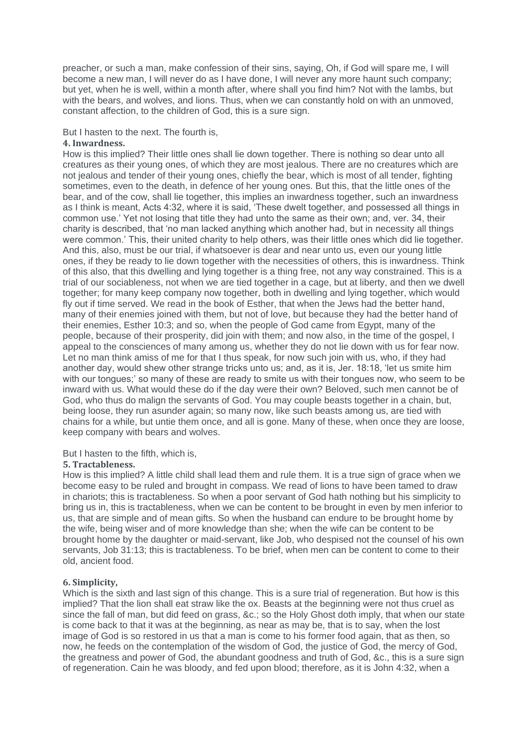preacher, or such a man, make confession of their sins, saying, Oh, if God will spare me, I will become a new man, I will never do as I have done, I will never any more haunt such company; but yet, when he is well, within a month after, where shall you find him? Not with the lambs, but with the bears, and wolves, and lions. Thus, when we can constantly hold on with an unmoved, constant affection, to the children of God, this is a sure sign.

But I hasten to the next. The fourth is,

**4. Inwardness.**

How is this implied? Their little ones shall lie down together. There is nothing so dear unto all creatures as their young ones, of which they are most jealous. There are no creatures which are not jealous and tender of their young ones, chiefly the bear, which is most of all tender, fighting sometimes, even to the death, in defence of her young ones. But this, that the little ones of the bear, and of the cow, shall lie together, this implies an inwardness together, such an inwardness as I think is meant, Acts 4:32, where it is said, 'These dwelt together, and possessed all things in common use.' Yet not losing that title they had unto the same as their own; and, ver. 34, their charity is described, that 'no man lacked anything which another had, but in necessity all things were common.' This, their united charity to help others, was their little ones which did lie together. And this, also, must be our trial, if whatsoever is dear and near unto us, even our young little ones, if they be ready to lie down together with the necessities of others, this is inwardness. Think of this also, that this dwelling and lying together is a thing free, not any way constrained. This is a trial of our sociableness, not when we are tied together in a cage, but at liberty, and then we dwell together; for many keep company now together, both in dwelling and lying together, which would fly out if time served. We read in the book of Esther, that when the Jews had the better hand, many of their enemies joined with them, but not of love, but because they had the better hand of their enemies, Esther 10:3; and so, when the people of God came from Egypt, many of the people, because of their prosperity, did join with them; and now also, in the time of the gospel, I appeal to the consciences of many among us, whether they do not lie down with us for fear now. Let no man think amiss of me for that I thus speak, for now such join with us, who, if they had another day, would shew other strange tricks unto us; and, as it is, Jer. 18:18, 'let us smite him with our tongues;' so many of these are ready to smite us with their tongues now, who seem to be inward with us. What would these do if the day were their own? Beloved, such men cannot be of God, who thus do malign the servants of God. You may couple beasts together in a chain, but, being loose, they run asunder again; so many now, like such beasts among us, are tied with chains for a while, but untie them once, and all is gone. Many of these, when once they are loose, keep company with bears and wolves.

But I hasten to the fifth, which is,

**5. Tractableness.**

How is this implied? A little child shall lead them and rule them. It is a true sign of grace when we become easy to be ruled and brought in compass. We read of lions to have been tamed to draw in chariots; this is tractableness. So when a poor servant of God hath nothing but his simplicity to bring us in, this is tractableness, when we can be content to be brought in even by men inferior to us, that are simple and of mean gifts. So when the husband can endure to be brought home by the wife, being wiser and of more knowledge than she; when the wife can be content to be brought home by the daughter or maid-servant, like Job, who despised not the counsel of his own servants, Job 31:13; this is tractableness. To be brief, when men can be content to come to their old, ancient food.

**6. Simplicity,**

Which is the sixth and last sign of this change. This is a sure trial of regeneration. But how is this implied? That the lion shall eat straw like the ox. Beasts at the beginning were not thus cruel as since the fall of man, but did feed on grass, &c.; so the Holy Ghost doth imply, that when our state is come back to that it was at the beginning, as near as may be, that is to say, when the lost image of God is so restored in us that a man is come to his former food again, that as then, so now, he feeds on the contemplation of the wisdom of God, the justice of God, the mercy of God, the greatness and power of God, the abundant goodness and truth of God, &c., this is a sure sign of regeneration. Cain he was bloody, and fed upon blood; therefore, as it is John 4:32, when a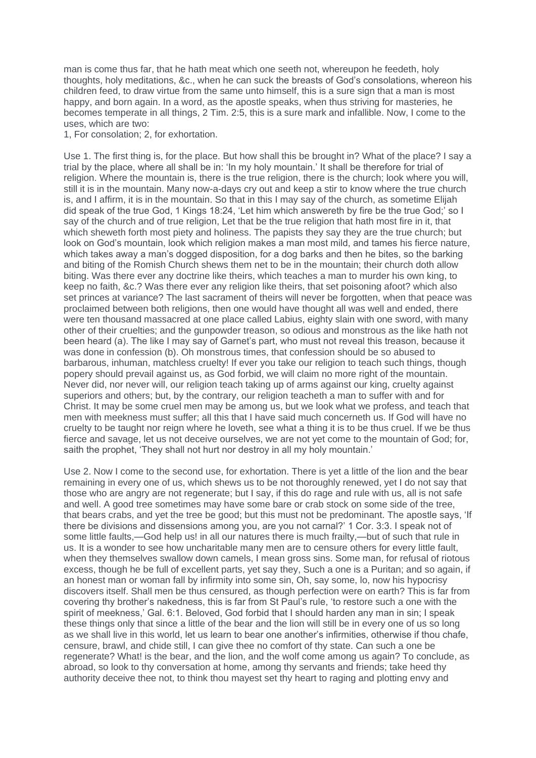man is come thus far, that he hath meat which one seeth not, whereupon he feedeth, holy thoughts, holy meditations, &c., when he can suck the breasts of God's consolations, whereon his children feed, to draw virtue from the same unto himself, this is a sure sign that a man is most happy, and born again. In a word, as the apostle speaks, when thus striving for masteries, he becomes temperate in all things, 2 Tim. 2:5, this is a sure mark and infallible. Now, I come to the uses, which are two:

1, For consolation; 2, for exhortation.

Use 1. The first thing is, for the place. But how shall this be brought in? What of the place? I say a trial by the place, where all shall be in: 'In my holy mountain.' It shall be therefore for trial of religion. Where the mountain is, there is the true religion, there is the church; look where you will, still it is in the mountain. Many now-a-days cry out and keep a stir to know where the true church is, and I affirm, it is in the mountain. So that in this I may say of the church, as sometime Elijah did speak of the true God, 1 Kings 18:24, 'Let him which answereth by fire be the true God;' so I say of the church and of true religion, Let that be the true religion that hath most fire in it, that which sheweth forth most piety and holiness. The papists they say they are the true church; but look on God's mountain, look which religion makes a man most mild, and tames his fierce nature, which takes away a man's dogged disposition, for a dog barks and then he bites, so the barking and biting of the Romish Church shews them net to be in the mountain; their church doth allow biting. Was there ever any doctrine like theirs, which teaches a man to murder his own king, to keep no faith, &c.? Was there ever any religion like theirs, that set poisoning afoot? which also set princes at variance? The last sacrament of theirs will never be forgotten, when that peace was proclaimed between both religions, then one would have thought all was well and ended, there were ten thousand massacred at one place called Labius, eighty slain with one sword, with many other of their cruelties; and the gunpowder treason, so odious and monstrous as the like hath not been heard (a). The like I may say of Garnet's part, who must not reveal this treason, because it was done in confession (b). Oh monstrous times, that confession should be so abused to barbarous, inhuman, matchless cruelty! If ever you take our religion to teach such things, though popery should prevail against us, as God forbid, we will claim no more right of the mountain. Never did, nor never will, our religion teach taking up of arms against our king, cruelty against superiors and others; but, by the contrary, our religion teacheth a man to suffer with and for Christ. It may be some cruel men may be among us, but we look what we profess, and teach that men with meekness must suffer; all this that I have said much concerneth us. If God will have no cruelty to be taught nor reign where he loveth, see what a thing it is to be thus cruel. If we be thus fierce and savage, let us not deceive ourselves, we are not yet come to the mountain of God; for, saith the prophet, 'They shall not hurt nor destroy in all my holy mountain.'

Use 2. Now I come to the second use, for exhortation. There is yet a little of the lion and the bear remaining in every one of us, which shews us to be not thoroughly renewed, yet I do not say that those who are angry are not regenerate; but I say, if this do rage and rule with us, all is not safe and well. A good tree sometimes may have some bare or crab stock on some side of the tree, that bears crabs, and yet the tree be good; but this must not be predominant. The apostle says, 'If there be divisions and dissensions among you, are you not carnal?' 1 Cor. 3:3. I speak not of some little faults,—God help us! in all our natures there is much frailty,—but of such that rule in us. It is a wonder to see how uncharitable many men are to censure others for every little fault, when they themselves swallow down camels, I mean gross sins. Some man, for refusal of riotous excess, though he be full of excellent parts, yet say they, Such a one is a Puritan; and so again, if an honest man or woman fall by infirmity into some sin, Oh, say some, lo, now his hypocrisy discovers itself. Shall men be thus censured, as though perfection were on earth? This is far from covering thy brother's nakedness, this is far from St Paul's rule, 'to restore such a one with the spirit of meekness,' Gal. 6:1. Beloved, God forbid that I should harden any man in sin; I speak these things only that since a little of the bear and the lion will still be in every one of us so long as we shall live in this world, let us learn to bear one another's infirmities, otherwise if thou chafe, censure, brawl, and chide still, I can give thee no comfort of thy state. Can such a one be regenerate? What! is the bear, and the lion, and the wolf come among us again? To conclude, as abroad, so look to thy conversation at home, among thy servants and friends; take heed thy authority deceive thee not, to think thou mayest set thy heart to raging and plotting envy and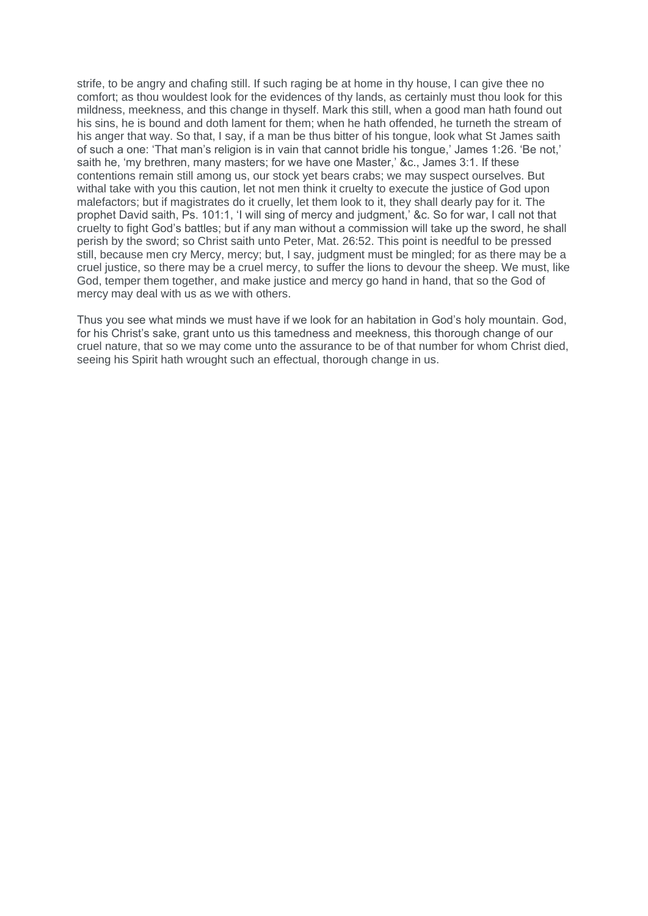strife, to be angry and chafing still. If such raging be at home in thy house, I can give thee no comfort; as thou wouldest look for the evidences of thy lands, as certainly must thou look for this mildness, meekness, and this change in thyself. Mark this still, when a good man hath found out his sins, he is bound and doth lament for them; when he hath offended, he turneth the stream of his anger that way. So that, I say, if a man be thus bitter of his tongue, look what St James saith of such a one: 'That man's religion is in vain that cannot bridle his tongue,' James 1:26. 'Be not,' saith he, 'my brethren, many masters; for we have one Master,' &c., James 3:1. If these contentions remain still among us, our stock yet bears crabs; we may suspect ourselves. But withal take with you this caution, let not men think it cruelty to execute the justice of God upon malefactors; but if magistrates do it cruelly, let them look to it, they shall dearly pay for it. The prophet David saith, Ps. 101:1, 'I will sing of mercy and judgment,' &c. So for war, I call not that cruelty to fight God's battles; but if any man without a commission will take up the sword, he shall perish by the sword; so Christ saith unto Peter, Mat. 26:52. This point is needful to be pressed still, because men cry Mercy, mercy; but, I say, judgment must be mingled; for as there may be a cruel justice, so there may be a cruel mercy, to suffer the lions to devour the sheep. We must, like God, temper them together, and make justice and mercy go hand in hand, that so the God of mercy may deal with us as we with others.

Thus you see what minds we must have if we look for an habitation in God's holy mountain. God, for his Christ's sake, grant unto us this tamedness and meekness, this thorough change of our cruel nature, that so we may come unto the assurance to be of that number for whom Christ died, seeing his Spirit hath wrought such an effectual, thorough change in us.